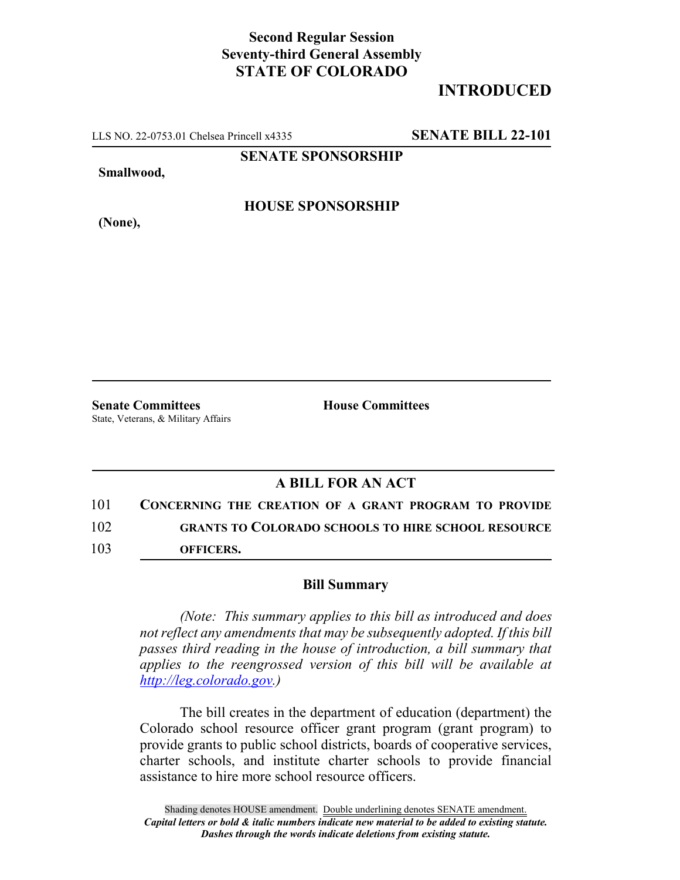**Second Regular Session**
**Seventy-third General Assembly**
**STATE OF COLORADO**

# INTRODUCED

LLS NO. 22-0753.01 Chelsea Princell x4335 **SENATE BILL 22-101**

**SENATE SPONSORSHIP**

**Smallwood,**

**HOUSE SPONSORSHIP**

**(None),**

**Senate Committees**
State, Veterans, & Military Affairs

**House Committees**

## A BILL FOR AN ACT

101 **CONCERNING THE CREATION OF A GRANT PROGRAM TO PROVIDE**
102 **GRANTS TO COLORADO SCHOOLS TO HIRE SCHOOL RESOURCE**
103 **OFFICERS.**

### Bill Summary

*(Note: This summary applies to this bill as introduced and does not reflect any amendments that may be subsequently adopted. If this bill passes third reading in the house of introduction, a bill summary that applies to the reengrossed version of this bill will be available at http://leg.colorado.gov.)*

The bill creates in the department of education (department) the Colorado school resource officer grant program (grant program) to provide grants to public school districts, boards of cooperative services, charter schools, and institute charter schools to provide financial assistance to hire more school resource officers.

Shading denotes HOUSE amendment. Double underlining denotes SENATE amendment.
*Capital letters or bold & italic numbers indicate new material to be added to existing statute.*
*Dashes through the words indicate deletions from existing statute.*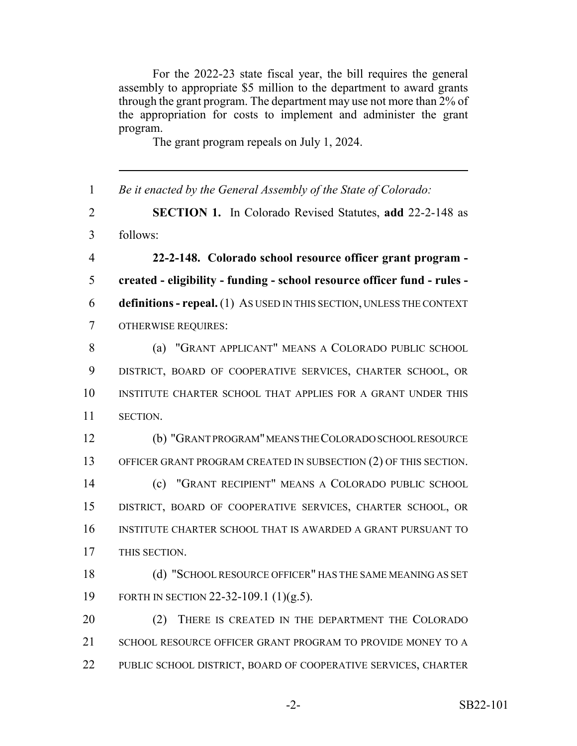For the 2022-23 state fiscal year, the bill requires the general assembly to appropriate $5 million to the department to award grants through the grant program. The department may use not more than 2% of the appropriation for costs to implement and administer the grant program.

The grant program repeals on July 1, 2024.

---

*Be it enacted by the General Assembly of the State of Colorado:*

**SECTION 1.** In Colorado Revised Statutes, **add** 22-2-148 as follows:

**22-2-148. Colorado school resource officer grant program - created - eligibility - funding - school resource officer fund - rules - definitions - repeal.** (1) AS USED IN THIS SECTION, UNLESS THE CONTEXT OTHERWISE REQUIRES:

(a) "GRANT APPLICANT" MEANS A COLORADO PUBLIC SCHOOL DISTRICT, BOARD OF COOPERATIVE SERVICES, CHARTER SCHOOL, OR INSTITUTE CHARTER SCHOOL THAT APPLIES FOR A GRANT UNDER THIS SECTION.

(b) "GRANT PROGRAM" MEANS THE COLORADO SCHOOL RESOURCE OFFICER GRANT PROGRAM CREATED IN SUBSECTION (2) OF THIS SECTION.

(c) "GRANT RECIPIENT" MEANS A COLORADO PUBLIC SCHOOL DISTRICT, BOARD OF COOPERATIVE SERVICES, CHARTER SCHOOL, OR INSTITUTE CHARTER SCHOOL THAT IS AWARDED A GRANT PURSUANT TO THIS SECTION.

(d) "SCHOOL RESOURCE OFFICER" HAS THE SAME MEANING AS SET FORTH IN SECTION 22-32-109.1 (1)(g.5).

(2) THERE IS CREATED IN THE DEPARTMENT THE COLORADO SCHOOL RESOURCE OFFICER GRANT PROGRAM TO PROVIDE MONEY TO A PUBLIC SCHOOL DISTRICT, BOARD OF COOPERATIVE SERVICES, CHARTER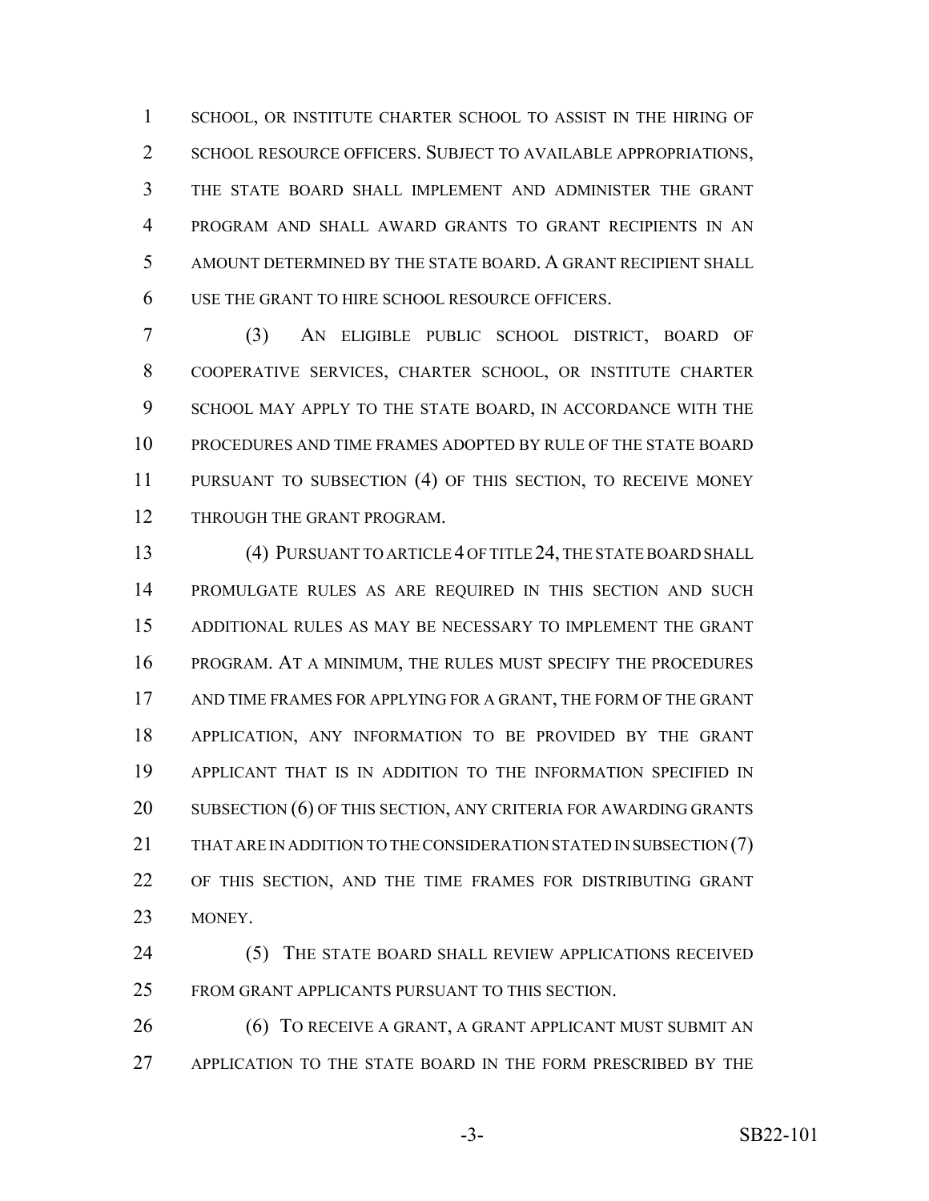SCHOOL, OR INSTITUTE CHARTER SCHOOL TO ASSIST IN THE HIRING OF SCHOOL RESOURCE OFFICERS. SUBJECT TO AVAILABLE APPROPRIATIONS, THE STATE BOARD SHALL IMPLEMENT AND ADMINISTER THE GRANT PROGRAM AND SHALL AWARD GRANTS TO GRANT RECIPIENTS IN AN AMOUNT DETERMINED BY THE STATE BOARD. A GRANT RECIPIENT SHALL USE THE GRANT TO HIRE SCHOOL RESOURCE OFFICERS.

(3) AN ELIGIBLE PUBLIC SCHOOL DISTRICT, BOARD OF COOPERATIVE SERVICES, CHARTER SCHOOL, OR INSTITUTE CHARTER SCHOOL MAY APPLY TO THE STATE BOARD, IN ACCORDANCE WITH THE PROCEDURES AND TIME FRAMES ADOPTED BY RULE OF THE STATE BOARD PURSUANT TO SUBSECTION (4) OF THIS SECTION, TO RECEIVE MONEY THROUGH THE GRANT PROGRAM.

(4) PURSUANT TO ARTICLE 4 OF TITLE 24, THE STATE BOARD SHALL PROMULGATE RULES AS ARE REQUIRED IN THIS SECTION AND SUCH ADDITIONAL RULES AS MAY BE NECESSARY TO IMPLEMENT THE GRANT PROGRAM. AT A MINIMUM, THE RULES MUST SPECIFY THE PROCEDURES AND TIME FRAMES FOR APPLYING FOR A GRANT, THE FORM OF THE GRANT APPLICATION, ANY INFORMATION TO BE PROVIDED BY THE GRANT APPLICANT THAT IS IN ADDITION TO THE INFORMATION SPECIFIED IN SUBSECTION (6) OF THIS SECTION, ANY CRITERIA FOR AWARDING GRANTS THAT ARE IN ADDITION TO THE CONSIDERATION STATED IN SUBSECTION (7) OF THIS SECTION, AND THE TIME FRAMES FOR DISTRIBUTING GRANT MONEY.

(5) THE STATE BOARD SHALL REVIEW APPLICATIONS RECEIVED FROM GRANT APPLICANTS PURSUANT TO THIS SECTION.

(6) TO RECEIVE A GRANT, A GRANT APPLICANT MUST SUBMIT AN APPLICATION TO THE STATE BOARD IN THE FORM PRESCRIBED BY THE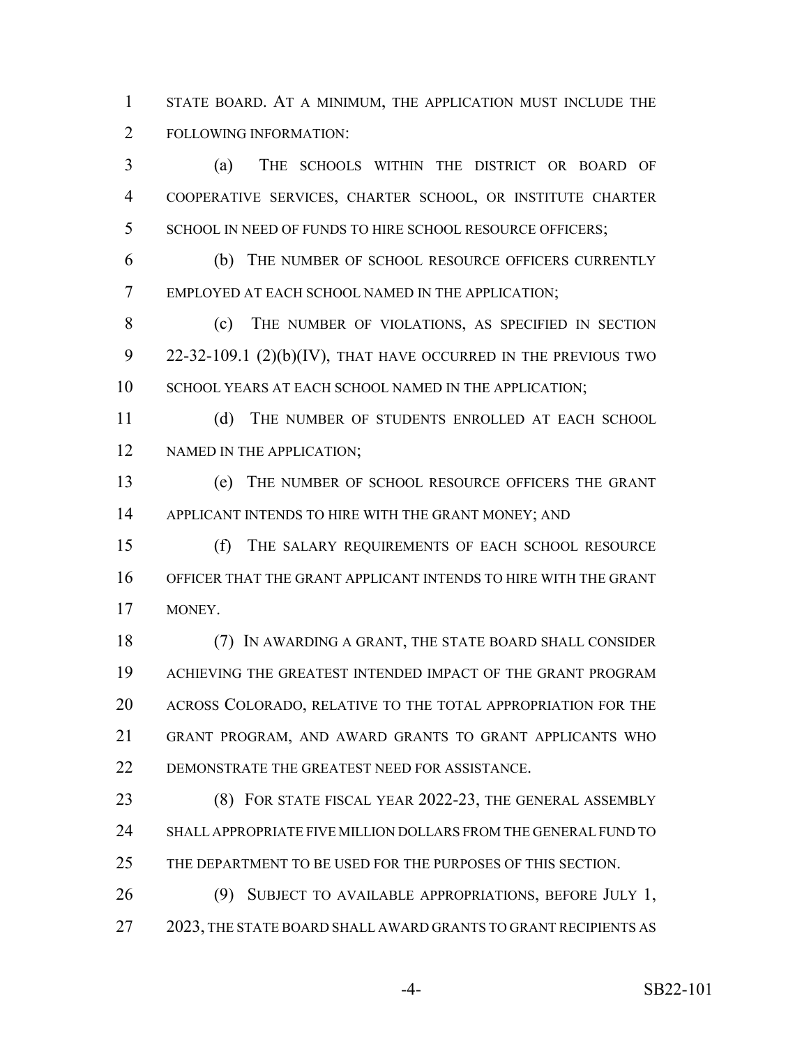STATE BOARD. AT A MINIMUM, THE APPLICATION MUST INCLUDE THE FOLLOWING INFORMATION:

(a) THE SCHOOLS WITHIN THE DISTRICT OR BOARD OF COOPERATIVE SERVICES, CHARTER SCHOOL, OR INSTITUTE CHARTER SCHOOL IN NEED OF FUNDS TO HIRE SCHOOL RESOURCE OFFICERS;

(b) THE NUMBER OF SCHOOL RESOURCE OFFICERS CURRENTLY EMPLOYED AT EACH SCHOOL NAMED IN THE APPLICATION;

(c) THE NUMBER OF VIOLATIONS, AS SPECIFIED IN SECTION 22-32-109.1 (2)(b)(IV), THAT HAVE OCCURRED IN THE PREVIOUS TWO SCHOOL YEARS AT EACH SCHOOL NAMED IN THE APPLICATION;

(d) THE NUMBER OF STUDENTS ENROLLED AT EACH SCHOOL NAMED IN THE APPLICATION;

(e) THE NUMBER OF SCHOOL RESOURCE OFFICERS THE GRANT APPLICANT INTENDS TO HIRE WITH THE GRANT MONEY; AND

(f) THE SALARY REQUIREMENTS OF EACH SCHOOL RESOURCE OFFICER THAT THE GRANT APPLICANT INTENDS TO HIRE WITH THE GRANT MONEY.

(7) IN AWARDING A GRANT, THE STATE BOARD SHALL CONSIDER ACHIEVING THE GREATEST INTENDED IMPACT OF THE GRANT PROGRAM ACROSS COLORADO, RELATIVE TO THE TOTAL APPROPRIATION FOR THE GRANT PROGRAM, AND AWARD GRANTS TO GRANT APPLICANTS WHO DEMONSTRATE THE GREATEST NEED FOR ASSISTANCE.

(8) FOR STATE FISCAL YEAR 2022-23, THE GENERAL ASSEMBLY SHALL APPROPRIATE FIVE MILLION DOLLARS FROM THE GENERAL FUND TO THE DEPARTMENT TO BE USED FOR THE PURPOSES OF THIS SECTION.

(9) SUBJECT TO AVAILABLE APPROPRIATIONS, BEFORE JULY 1, 2023, THE STATE BOARD SHALL AWARD GRANTS TO GRANT RECIPIENTS AS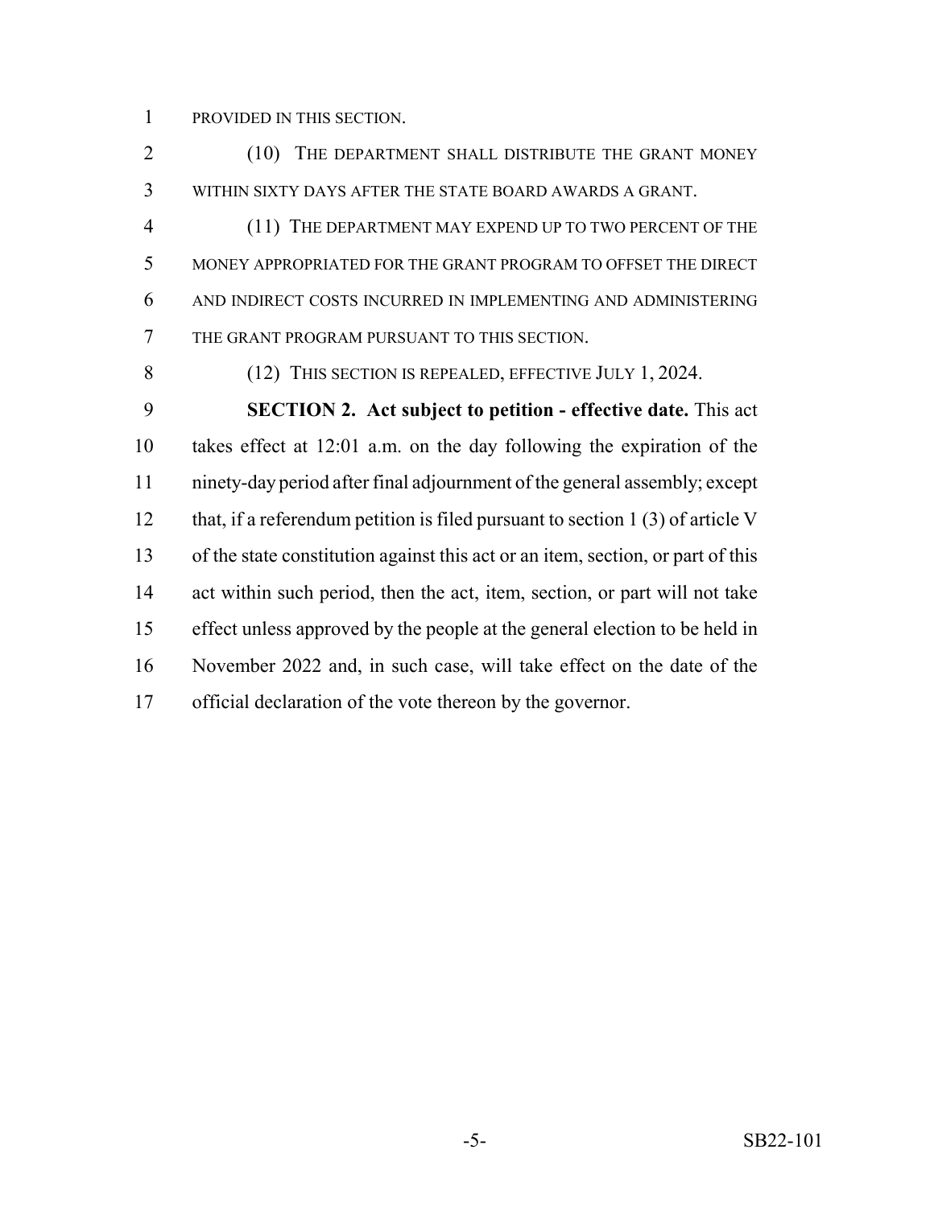PROVIDED IN THIS SECTION.

(10) THE DEPARTMENT SHALL DISTRIBUTE THE GRANT MONEY WITHIN SIXTY DAYS AFTER THE STATE BOARD AWARDS A GRANT.

(11) THE DEPARTMENT MAY EXPEND UP TO TWO PERCENT OF THE MONEY APPROPRIATED FOR THE GRANT PROGRAM TO OFFSET THE DIRECT AND INDIRECT COSTS INCURRED IN IMPLEMENTING AND ADMINISTERING THE GRANT PROGRAM PURSUANT TO THIS SECTION.

(12) THIS SECTION IS REPEALED, EFFECTIVE JULY 1, 2024.

**SECTION 2. Act subject to petition - effective date.** This act takes effect at 12:01 a.m. on the day following the expiration of the ninety-day period after final adjournment of the general assembly; except that, if a referendum petition is filed pursuant to section 1 (3) of article V of the state constitution against this act or an item, section, or part of this act within such period, then the act, item, section, or part will not take effect unless approved by the people at the general election to be held in November 2022 and, in such case, will take effect on the date of the official declaration of the vote thereon by the governor.